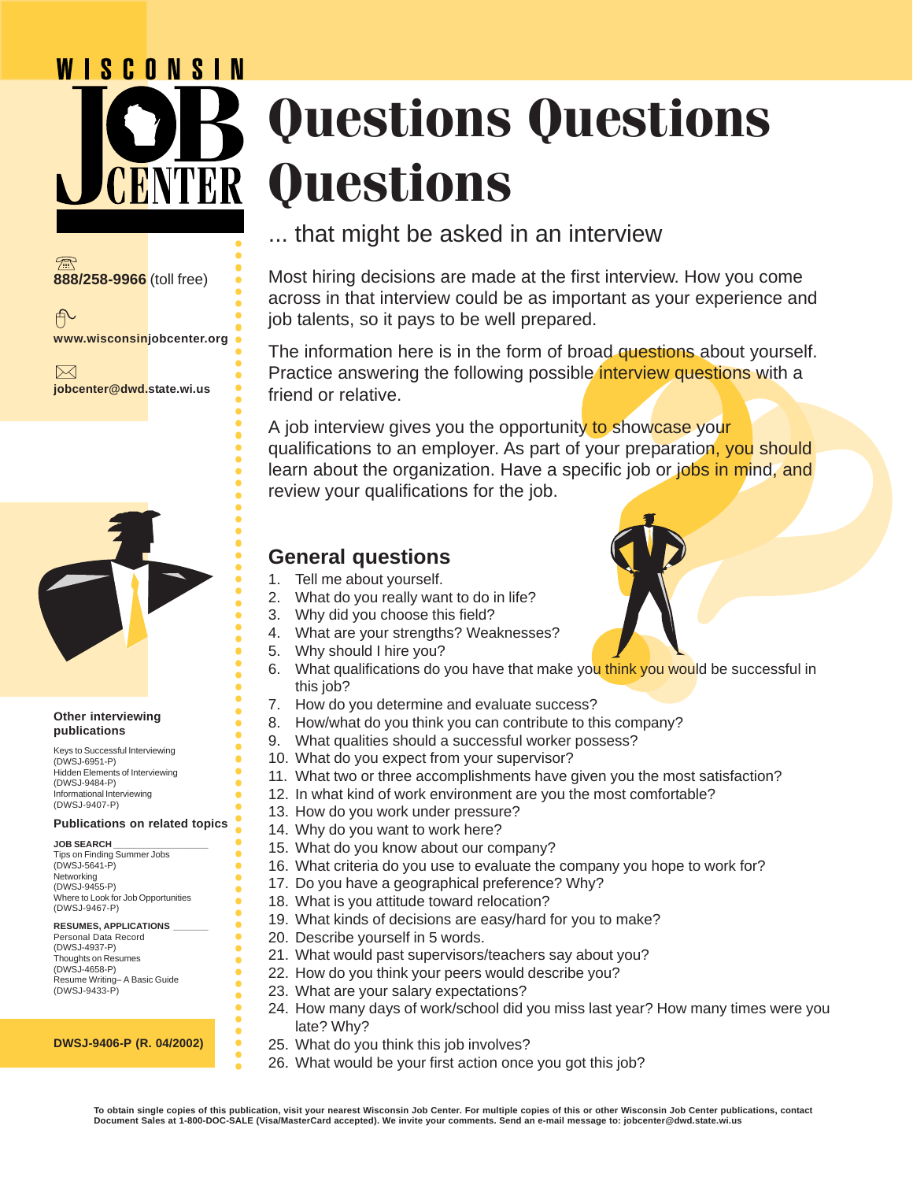WISCONSIN JOB CENTER

# Questions Questions Questions

... that might be asked in an interview

888/258-9966 (toll free)

www.wisconsinjobcenter.org

jobcenter@dwd.state.wi.us

Most hiring decisions are made at the first interview. How you come across in that interview could be as important as your experience and job talents, so it pays to be well prepared.

The information here is in the form of broad questions about yourself. Practice answering the following possible interview questions with a friend or relative.

A job interview gives you the opportunity to showcase your qualifications to an employer. As part of your preparation, you should learn about the organization. Have a specific job or jobs in mind, and review your qualifications for the job.

## General questions

1. Tell me about yourself.
2. What do you really want to do in life?
3. Why did you choose this field?
4. What are your strengths? Weaknesses?
5. Why should I hire you?
6. What qualifications do you have that make you think you would be successful in this job?
7. How do you determine and evaluate success?
8. How/what do you think you can contribute to this company?
9. What qualities should a successful worker possess?
10. What do you expect from your supervisor?
11. What two or three accomplishments have given you the most satisfaction?
12. In what kind of work environment are you the most comfortable?
13. How do you work under pressure?
14. Why do you want to work here?
15. What do you know about our company?
16. What criteria do you use to evaluate the company you hope to work for?
17. Do you have a geographical preference? Why?
18. What is you attitude toward relocation?
19. What kinds of decisions are easy/hard for you to make?
20. Describe yourself in 5 words.
21. What would past supervisors/teachers say about you?
22. How do you think your peers would describe you?
23. What are your salary expectations?
24. How many days of work/school did you miss last year? How many times were you late? Why?
25. What do you think this job involves?
26. What would be your first action once you got this job?

**Other interviewing publications**

Keys to Successful Interviewing (DWSJ-6951-P)
Hidden Elements of Interviewing (DWSJ-9484-P)
Informational Interviewing (DWSJ-9407-P)

**Publications on related topics**

JOB SEARCH
Tips on Finding Summer Jobs (DWSJ-5641-P)
Networking (DWSJ-9455-P)
Where to Look for Job Opportunities (DWSJ-9467-P)

RESUMES, APPLICATIONS
Personal Data Record (DWSJ-4937-P)
Thoughts on Resumes (DWSJ-4658-P)
Resume Writing– A Basic Guide (DWSJ-9433-P)

**DWSJ-9406-P (R. 04/2002)**

**To obtain single copies of this publication, visit your nearest Wisconsin Job Center. For multiple copies of this or other Wisconsin Job Center publications, contact Document Sales at 1-800-DOC-SALE (Visa/MasterCard accepted). We invite your comments. Send an e-mail message to: jobcenter@dwd.state.wi.us**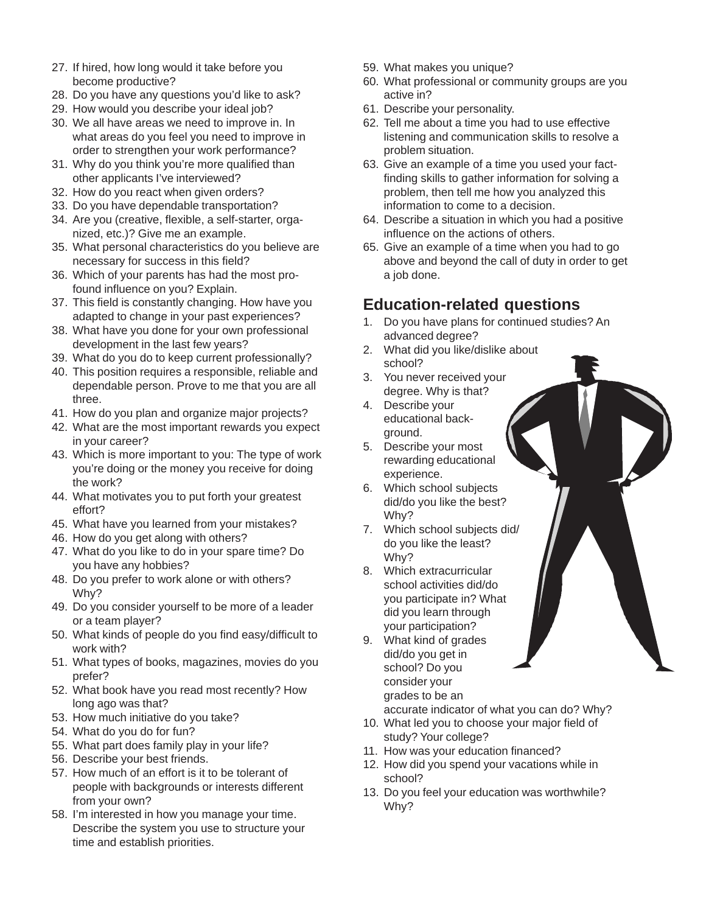27. If hired, how long would it take before you become productive?
28. Do you have any questions you'd like to ask?
29. How would you describe your ideal job?
30. We all have areas we need to improve in. In what areas do you feel you need to improve in order to strengthen your work performance?
31. Why do you think you're more qualified than other applicants I've interviewed?
32. How do you react when given orders?
33. Do you have dependable transportation?
34. Are you (creative, flexible, a self-starter, organized, etc.)? Give me an example.
35. What personal characteristics do you believe are necessary for success in this field?
36. Which of your parents has had the most profound influence on you? Explain.
37. This field is constantly changing. How have you adapted to change in your past experiences?
38. What have you done for your own professional development in the last few years?
39. What do you do to keep current professionally?
40. This position requires a responsible, reliable and dependable person. Prove to me that you are all three.
41. How do you plan and organize major projects?
42. What are the most important rewards you expect in your career?
43. Which is more important to you: The type of work you're doing or the money you receive for doing the work?
44. What motivates you to put forth your greatest effort?
45. What have you learned from your mistakes?
46. How do you get along with others?
47. What do you like to do in your spare time? Do you have any hobbies?
48. Do you prefer to work alone or with others? Why?
49. Do you consider yourself to be more of a leader or a team player?
50. What kinds of people do you find easy/difficult to work with?
51. What types of books, magazines, movies do you prefer?
52. What book have you read most recently? How long ago was that?
53. How much initiative do you take?
54. What do you do for fun?
55. What part does family play in your life?
56. Describe your best friends.
57. How much of an effort is it to be tolerant of people with backgrounds or interests different from your own?
58. I'm interested in how you manage your time. Describe the system you use to structure your time and establish priorities.
59. What makes you unique?
60. What professional or community groups are you active in?
61. Describe your personality.
62. Tell me about a time you had to use effective listening and communication skills to resolve a problem situation.
63. Give an example of a time you used your fact-finding skills to gather information for solving a problem, then tell me how you analyzed this information to come to a decision.
64. Describe a situation in which you had a positive influence on the actions of others.
65. Give an example of a time when you had to go above and beyond the call of duty in order to get a job done.

## Education-related questions

1. Do you have plans for continued studies? An advanced degree?
2. What did you like/dislike about school?
3. You never received your degree. Why is that?
4. Describe your educational background.
5. Describe your most rewarding educational experience.
6. Which school subjects did/do you like the best? Why?
7. Which school subjects did/do you like the least? Why?
8. Which extracurricular school activities did/do you participate in? What did you learn through your participation?
9. What kind of grades did/do you get in school? Do you consider your grades to be an accurate indicator of what you can do? Why?
10. What led you to choose your major field of study? Your college?
11. How was your education financed?
12. How did you spend your vacations while in school?
13. Do you feel your education was worthwhile? Why?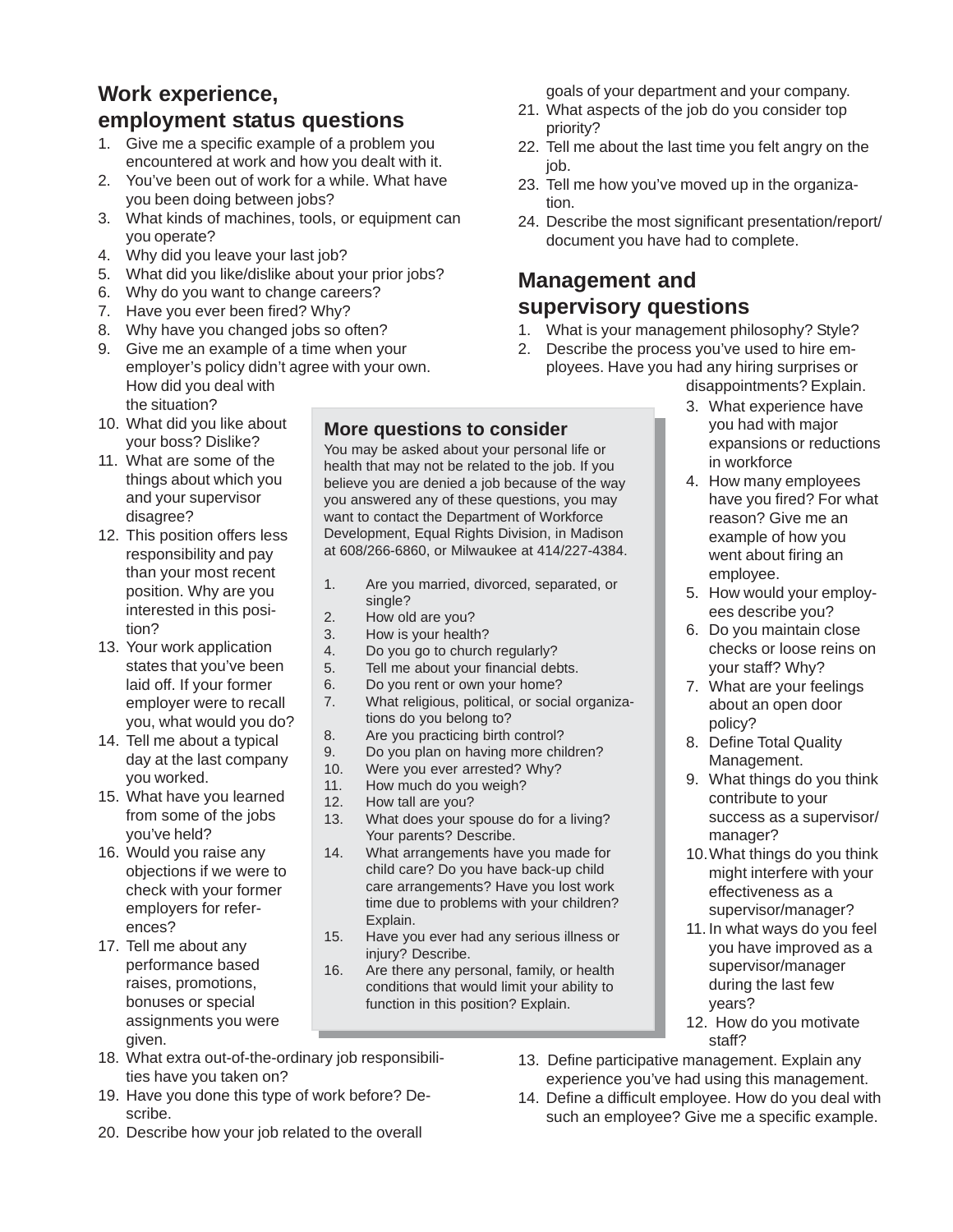## Work experience, employment status questions

1. Give me a specific example of a problem you encountered at work and how you dealt with it.
2. You've been out of work for a while. What have you been doing between jobs?
3. What kinds of machines, tools, or equipment can you operate?
4. Why did you leave your last job?
5. What did you like/dislike about your prior jobs?
6. Why do you want to change careers?
7. Have you ever been fired? Why?
8. Why have you changed jobs so often?
9. Give me an example of a time when your employer's policy didn't agree with your own. How did you deal with the situation?
10. What did you like about your boss? Dislike?
11. What are some of the things about which you and your supervisor disagree?
12. This position offers less responsibility and pay than your most recent position. Why are you interested in this position?
13. Your work application states that you've been laid off. If your former employer were to recall you, what would you do?
14. Tell me about a typical day at the last company you worked.
15. What have you learned from some of the jobs you've held?
16. Would you raise any objections if we were to check with your former employers for references?
17. Tell me about any performance based raises, promotions, bonuses or special assignments you were given.
18. What extra out-of-the-ordinary job responsibilities have you taken on?
19. Have you done this type of work before? Describe.
20. Describe how your job related to the overall goals of your department and your company.
21. What aspects of the job do you consider top priority?
22. Tell me about the last time you felt angry on the job.
23. Tell me how you've moved up in the organization.
24. Describe the most significant presentation/report/document you have had to complete.

### More questions to consider

You may be asked about your personal life or health that may not be related to the job. If you believe you are denied a job because of the way you answered any of these questions, you may want to contact the Department of Workforce Development, Equal Rights Division, in Madison at 608/266-6860, or Milwaukee at 414/227-4384.

1. Are you married, divorced, separated, or single?
2. How old are you?
3. How is your health?
4. Do you go to church regularly?
5. Tell me about your financial debts.
6. Do you rent or own your home?
7. What religious, political, or social organizations do you belong to?
8. Are you practicing birth control?
9. Do you plan on having more children?
10. Were you ever arrested? Why?
11. How much do you weigh?
12. How tall are you?
13. What does your spouse do for a living? Your parents? Describe.
14. What arrangements have you made for child care? Do you have back-up child care arrangements? Have you lost work time due to problems with your children? Explain.
15. Have you ever had any serious illness or injury? Describe.
16. Are there any personal, family, or health conditions that would limit your ability to function in this position? Explain.

## Management and supervisory questions

1. What is your management philosophy? Style?
2. Describe the process you've used to hire employees. Have you had any hiring surprises or disappointments? Explain.
3. What experience have you had with major expansions or reductions in workforce
4. How many employees have you fired? For what reason? Give me an example of how you went about firing an employee.
5. How would your employees describe you?
6. Do you maintain close checks or loose reins on your staff? Why?
7. What are your feelings about an open door policy?
8. Define Total Quality Management.
9. What things do you think contribute to your success as a supervisor/manager?
10. What things do you think might interfere with your effectiveness as a supervisor/manager?
11. In what ways do you feel you have improved as a supervisor/manager during the last few years?
12. How do you motivate staff?
13. Define participative management. Explain any experience you've had using this management.
14. Define a difficult employee. How do you deal with such an employee? Give me a specific example.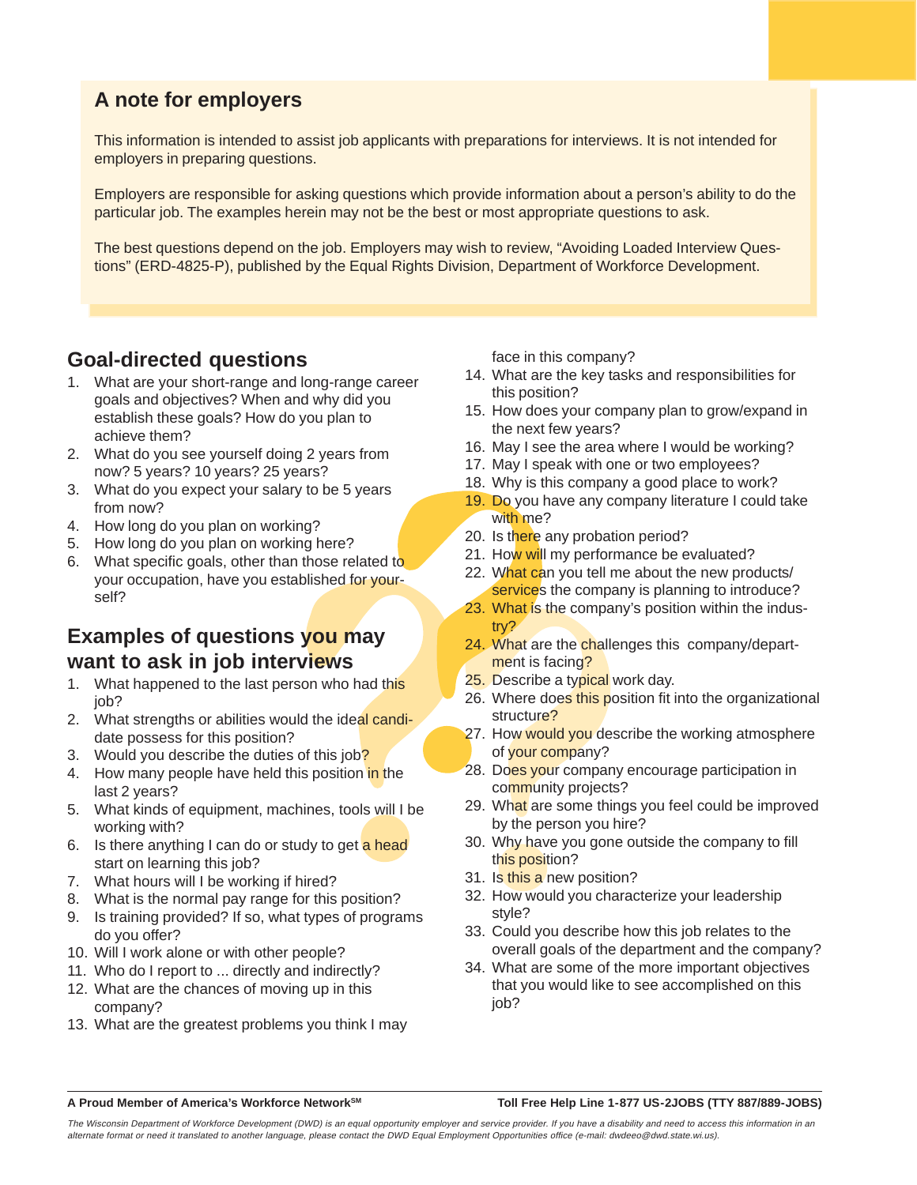## A note for employers

This information is intended to assist job applicants with preparations for interviews. It is not intended for employers in preparing questions.

Employers are responsible for asking questions which provide information about a person's ability to do the particular job. The examples herein may not be the best or most appropriate questions to ask.

The best questions depend on the job. Employers may wish to review, "Avoiding Loaded Interview Questions" (ERD-4825-P), published by the Equal Rights Division, Department of Workforce Development.

## Goal-directed questions

1. What are your short-range and long-range career goals and objectives? When and why did you establish these goals? How do you plan to achieve them?
2. What do you see yourself doing 2 years from now? 5 years? 10 years? 25 years?
3. What do you expect your salary to be 5 years from now?
4. How long do you plan on working?
5. How long do you plan on working here?
6. What specific goals, other than those related to your occupation, have you established for yourself?

## Examples of questions you may want to ask in job interviews

1. What happened to the last person who had this job?
2. What strengths or abilities would the ideal candidate possess for this position?
3. Would you describe the duties of this job?
4. How many people have held this position in the last 2 years?
5. What kinds of equipment, machines, tools will I be working with?
6. Is there anything I can do or study to get a head start on learning this job?
7. What hours will I be working if hired?
8. What is the normal pay range for this position?
9. Is training provided? If so, what types of programs do you offer?
10. Will I work alone or with other people?
11. Who do I report to ... directly and indirectly?
12. What are the chances of moving up in this company?
13. What are the greatest problems you think I may face in this company?
14. What are the key tasks and responsibilities for this position?
15. How does your company plan to grow/expand in the next few years?
16. May I see the area where I would be working?
17. May I speak with one or two employees?
18. Why is this company a good place to work?
19. Do you have any company literature I could take with me?
20. Is there any probation period?
21. How will my performance be evaluated?
22. What can you tell me about the new products/services the company is planning to introduce?
23. What is the company's position within the industry?
24. What are the challenges this company/department is facing?
25. Describe a typical work day.
26. Where does this position fit into the organizational structure?
27. How would you describe the working atmosphere of your company?
28. Does your company encourage participation in community projects?
29. What are some things you feel could be improved by the person you hire?
30. Why have you gone outside the company to fill this position?
31. Is this a new position?
32. How would you characterize your leadership style?
33. Could you describe how this job relates to the overall goals of the department and the company?
34. What are some of the more important objectives that you would like to see accomplished on this job?

**A Proud Member of America's Workforce Network**[SM] **Toll Free Help Line 1-877 US-2JOBS (TTY 887/889-JOBS)**

*The Wisconsin Department of Workforce Development (DWD) is an equal opportunity employer and service provider. If you have a disability and need to access this information in an alternate format or need it translated to another language, please contact the DWD Equal Employment Opportunities office (e-mail: dwdeeo@dwd.state.wi.us).*